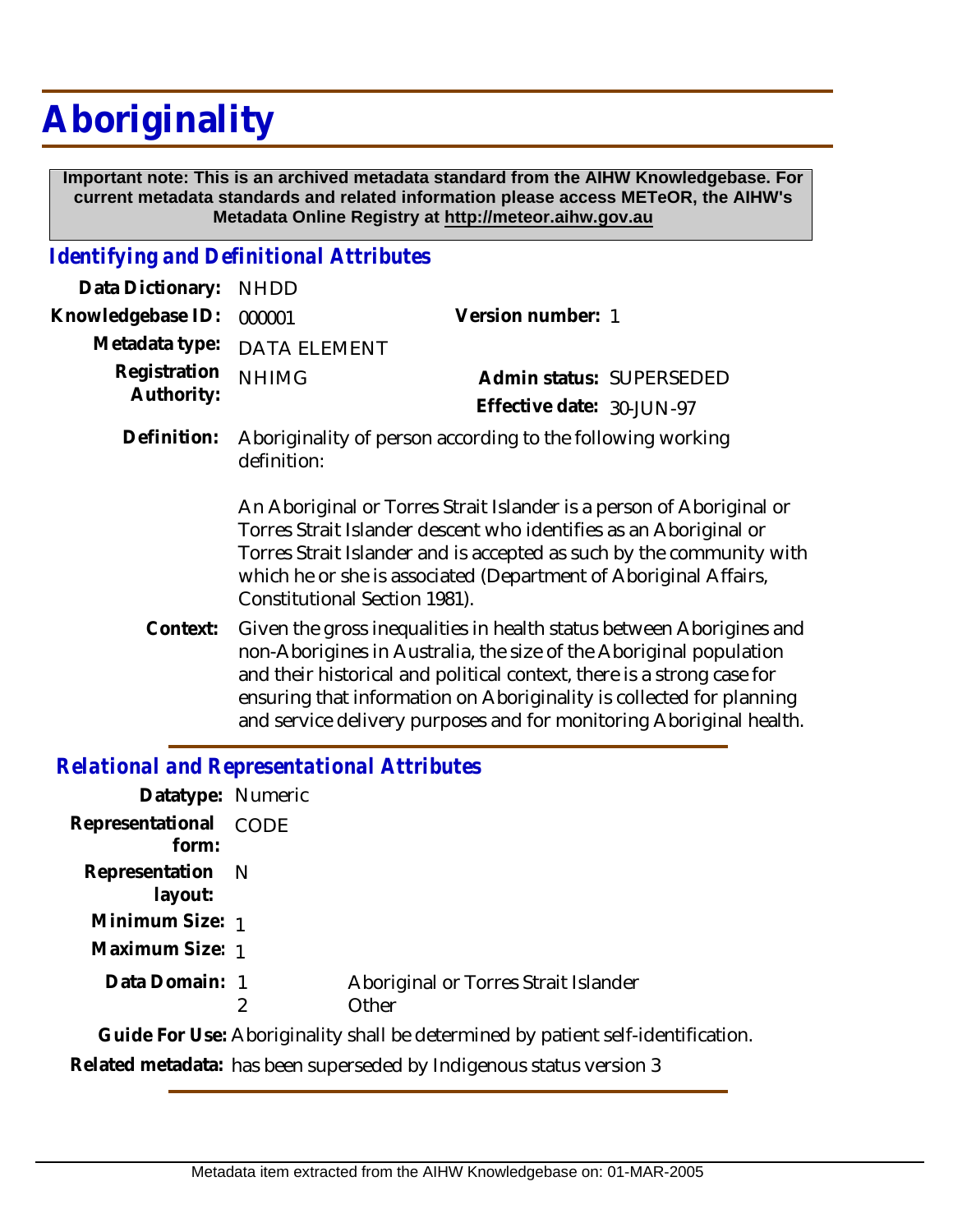# Aboriginality

**Important note: This is an archived metadata standard from the AIHW Knowledgebase. For current metadata standards and related information please access METeOR, the AIHW's Metadata Online Registry at http://meteor.aihw.gov.au**

## *Identifying and Definitional Attributes*

**Data Dictionary:** NHDD

**Knowledgebase ID:** 000001

**Version number:** 1

**Metadata type:** DATA ELEMENT

**Registration Authority:** NHIMG

**Admin status:** SUPERSEDED

**Effective date:** 30-JUN-97

**Definition:** Aboriginality of person according to the following working definition:

An Aboriginal or Torres Strait Islander is a person of Aboriginal or Torres Strait Islander descent who identifies as an Aboriginal or Torres Strait Islander and is accepted as such by the community with which he or she is associated (Department of Aboriginal Affairs, Constitutional Section 1981).

**Context:** Given the gross inequalities in health status between Aborigines and non-Aborigines in Australia, the size of the Aboriginal population and their historical and political context, there is a strong case for ensuring that information on Aboriginality is collected for planning and service delivery purposes and for monitoring Aboriginal health.

## *Relational and Representational Attributes*

**Datatype:** Numeric

**Representational form:** CODE

**Representation layout:** N

**Minimum Size:** 1

**Maximum Size:** 1

**Data Domain:**

| Code | Description |
|---|---|
| 1 | Aboriginal or Torres Strait Islander |
| 2 | Other |

**Guide For Use:** Aboriginality shall be determined by patient self-identification.

**Related metadata:** has been superseded by Indigenous status version 3

Metadata item extracted from the AIHW Knowledgebase on: 01-MAR-2005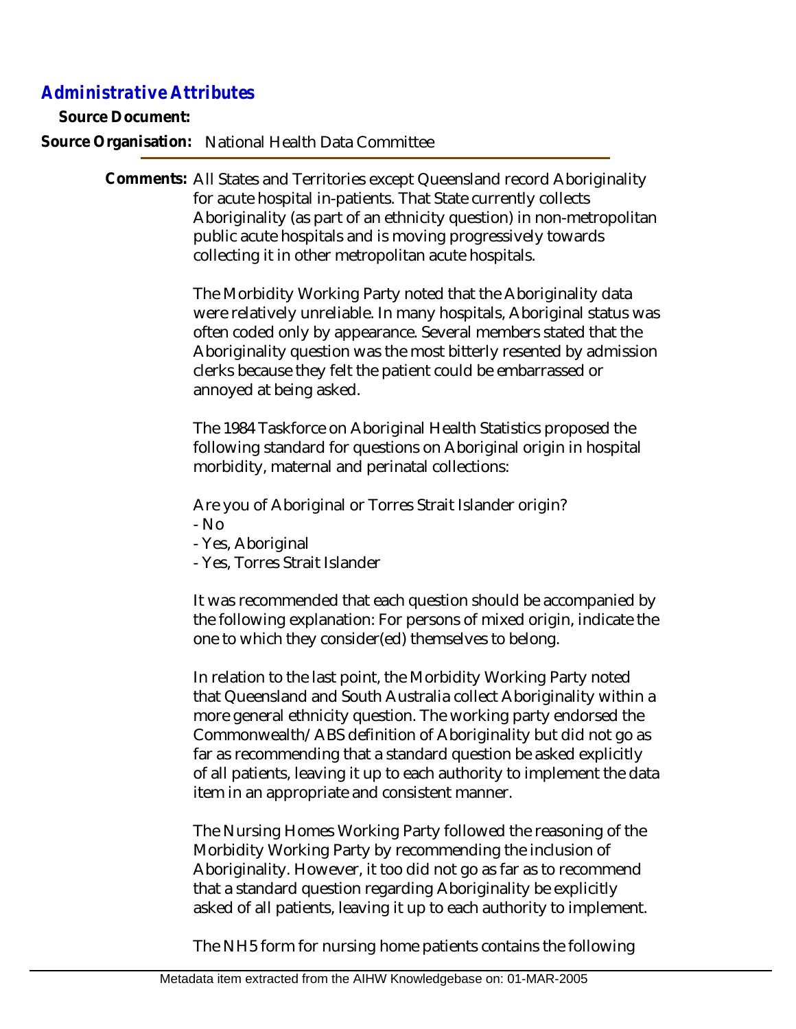## Administrative Attributes

**Source Document:**

**Source Organisation:** National Health Data Committee

**Comments:** All States and Territories except Queensland record Aboriginality for acute hospital in-patients. That State currently collects Aboriginality (as part of an ethnicity question) in non-metropolitan public acute hospitals and is moving progressively towards collecting it in other metropolitan acute hospitals.

The Morbidity Working Party noted that the Aboriginality data were relatively unreliable. In many hospitals, Aboriginal status was often coded only by appearance. Several members stated that the Aboriginality question was the most bitterly resented by admission clerks because they felt the patient could be embarrassed or annoyed at being asked.

The 1984 Taskforce on Aboriginal Health Statistics proposed the following standard for questions on Aboriginal origin in hospital morbidity, maternal and perinatal collections:

Are you of Aboriginal or Torres Strait Islander origin?
- No
- Yes, Aboriginal
- Yes, Torres Strait Islander

It was recommended that each question should be accompanied by the following explanation: For persons of mixed origin, indicate the one to which they consider(ed) themselves to belong.

In relation to the last point, the Morbidity Working Party noted that Queensland and South Australia collect Aboriginality within a more general ethnicity question. The working party endorsed the Commonwealth/ABS definition of Aboriginality but did not go as far as recommending that a standard question be asked explicitly of all patients, leaving it up to each authority to implement the data item in an appropriate and consistent manner.

The Nursing Homes Working Party followed the reasoning of the Morbidity Working Party by recommending the inclusion of Aboriginality. However, it too did not go as far as to recommend that a standard question regarding Aboriginality be explicitly asked of all patients, leaving it up to each authority to implement.

The NH5 form for nursing home patients contains the following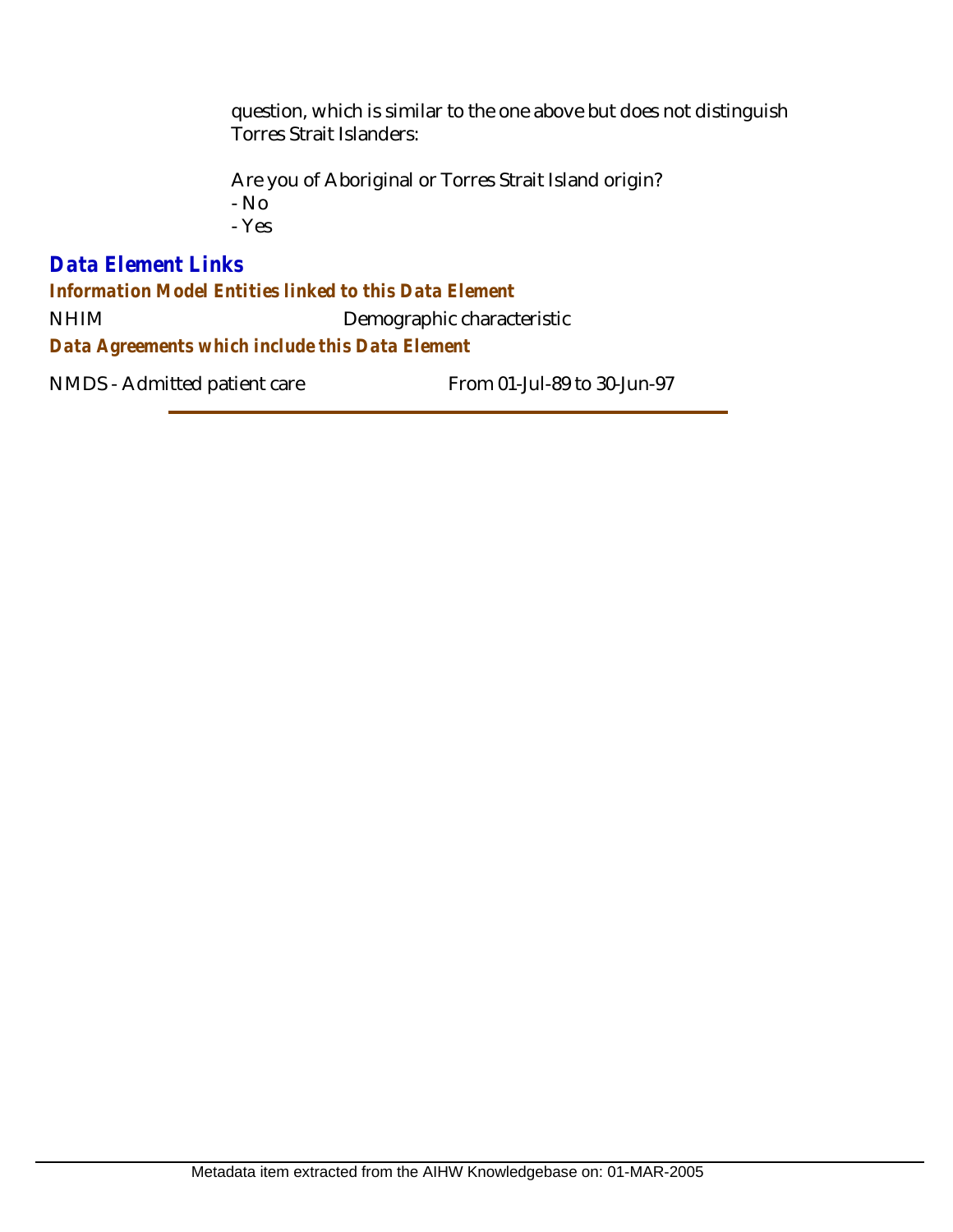question, which is similar to the one above but does not distinguish Torres Strait Islanders:

Are you of Aboriginal or Torres Strait Island origin?
- No
- Yes

## Data Element Links

### Information Model Entities linked to this Data Element

| | |
|---|---|
| NHIM | Demographic characteristic |

### Data Agreements which include this Data Element

| | |
|---|---|
| NMDS - Admitted patient care | From 01-Jul-89 to 30-Jun-97 |

Metadata item extracted from the AIHW Knowledgebase on: 01-MAR-2005